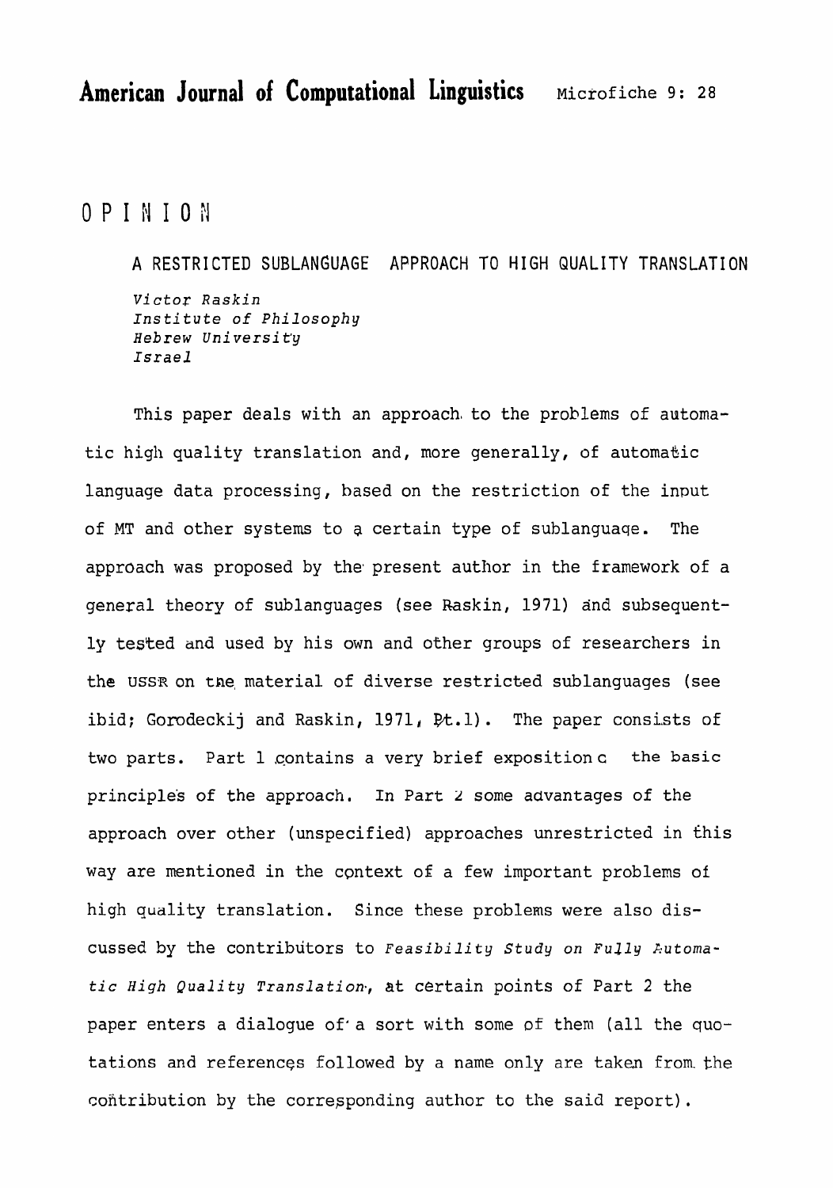# OPINION

## A RESTRICTED SUBLANGUAGE APPROACH TO HIGH QUALITY TRANSLATION

*Victor Raskin*
*Institute of Philosophy*
*Hebrew University*
*Israel*

This paper deals with an approach to the problems of automatic high quality translation and, more generally, of automatic language data processing, based on the restriction of the input of MT and other systems to a certain type of sublanguage. The approach was proposed by the present author in the framework of a general theory of sublanguages (see Raskin, 1971) and subsequently tested and used by his own and other groups of researchers in the USSR on the material of diverse restricted sublanguages (see ibid; Gorodeckij and Raskin, 1971, Pt.1). The paper consists of two parts. Part 1 contains a very brief exposition c the basic principles of the approach. In Part 2 some advantages of the approach over other (unspecified) approaches unrestricted in this way are mentioned in the context of a few important problems of high quality translation. Since these problems were also discussed by the contributors to *Feasibility Study on Fully Automatic High Quality Translation*, at certain points of Part 2 the paper enters a dialogue of a sort with some of them (all the quotations and references followed by a name only are taken from the contribution by the corresponding author to the said report).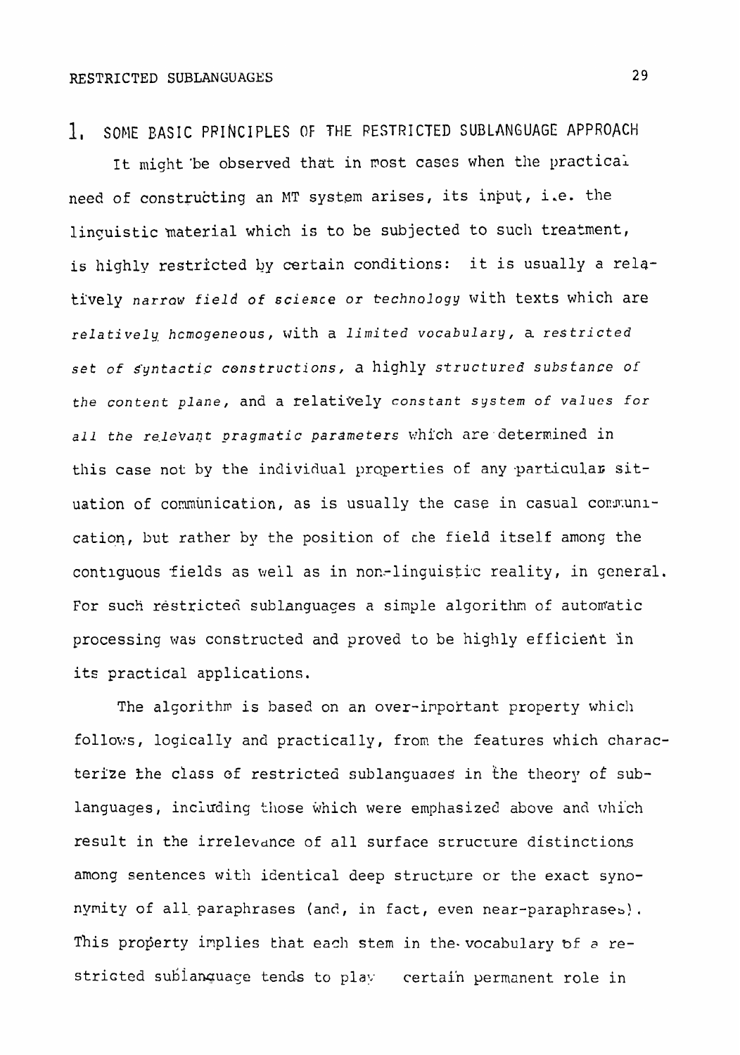## 1. SOME BASIC PRINCIPLES OF THE RESTRICTED SUBLANGUAGE APPROACH

It might be observed that in most cases when the practical need of constructing an MT system arises, its input, i.e. the linguistic material which is to be subjected to such treatment, is highly restricted by certain conditions: it is usually a relatively *narrow field of science or technology* with texts which are *relatively homogeneous*, with a *limited vocabulary*, a *restricted set of syntactic constructions*, a highly *structured substance of the content plane*, and a relatively *constant system of values for all the relevant pragmatic parameters* which are determined in this case not by the individual properties of any particular situation of communication, as is usually the case in casual communication, but rather by the position of the field itself among the contiguous fields as well as in non-linguistic reality, in general. For such restricted sublanguages a simple algorithm of automatic processing was constructed and proved to be highly efficient in its practical applications.

The algorithm is based on an over-important property which follows, logically and practically, from the features which characterize the class of restricted sublanguages in the theory of sublanguages, including those which were emphasized above and which result in the irrelevance of all surface structure distinctions among sentences with identical deep structure or the exact synonymity of all paraphrases (and, in fact, even near-paraphrases). This property implies that each stem in the vocabulary of a restricted sublanguage tends to play certain permanent role in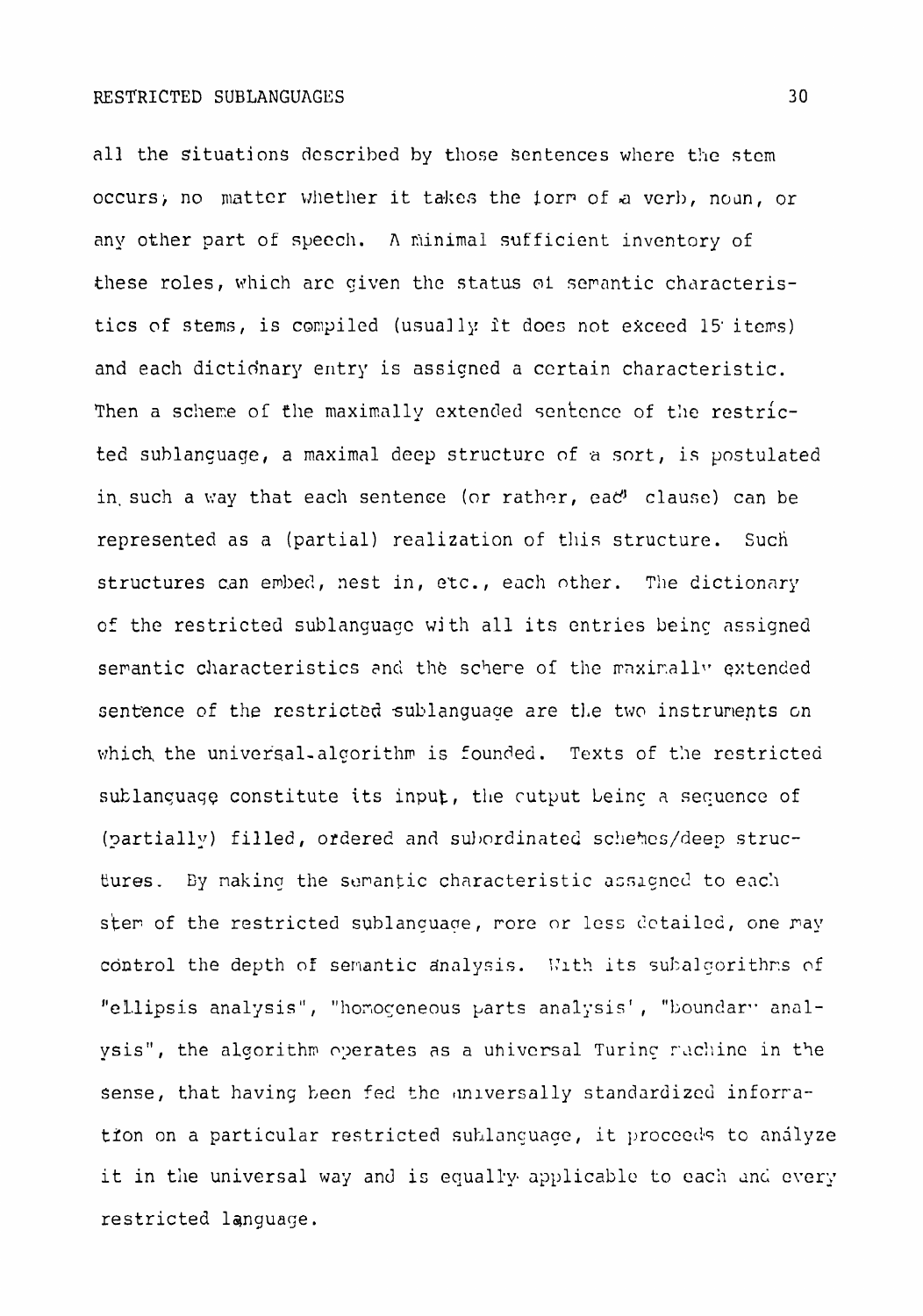all the situations described by those sentences where the stem occurs, no matter whether it takes the form of a verb, noun, or any other part of speech. A minimal sufficient inventory of these roles, which are given the status of semantic characteristics of stems, is compiled (usually it does not exceed 15 items) and each dictionary entry is assigned a certain characteristic. Then a scheme of the maximally extended sentence of the restricted sublanguage, a maximal deep structure of a sort, is postulated in such a way that each sentence (or rather, each clause) can be represented as a (partial) realization of this structure. Such structures can embed, nest in, etc., each other. The dictionary of the restricted sublanguage with all its entries being assigned semantic characteristics and the scheme of the maximally extended sentence of the restricted sublanguage are the two instruments on which the universal algorithm is founded. Texts of the restricted sublanguage constitute its input, the output being a sequence of (partially) filled, ordered and subordinated schemes/deep structures. By making the semantic characteristic assigned to each stem of the restricted sublanguage, more or less detailed, one may control the depth of semantic analysis. With its subalgorithms of "ellipsis analysis", "homogeneous parts analysis", "boundary analysis", the algorithm operates as a universal Turing machine in the sense, that having been fed the universally standardized information on a particular restricted sublanguage, it proceeds to analyze it in the universal way and is equally applicable to each and every restricted language.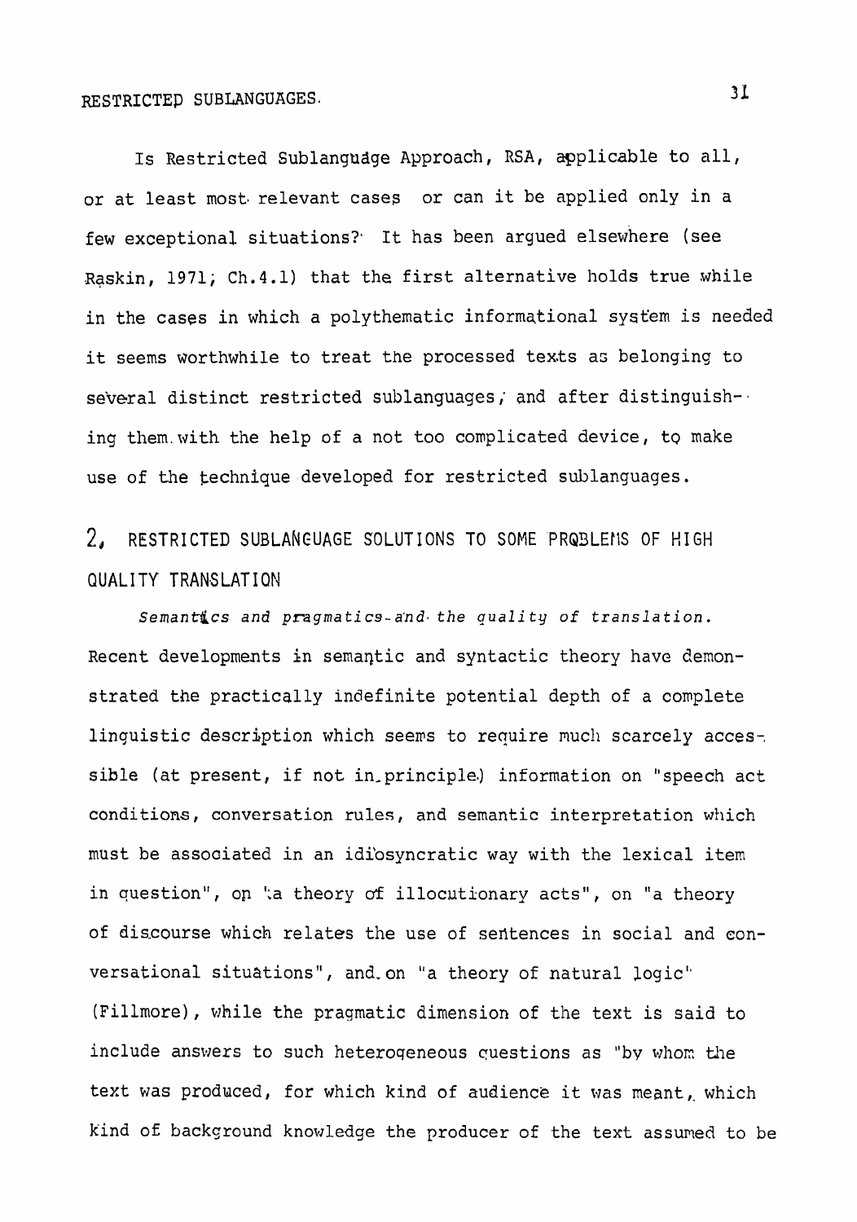Is Restricted Sublanguage Approach, RSA, applicable to all, or at least most relevant cases or can it be applied only in a few exceptional situations? It has been argued elsewhere (see Raskin, 1971; Ch.4.1) that the first alternative holds true while in the cases in which a polythematic informational system is needed it seems worthwhile to treat the processed texts as belonging to several distinct restricted sublanguages, and after distinguishing them with the help of a not too complicated device, to make use of the technique developed for restricted sublanguages.

## 2. RESTRICTED SUBLANGUAGE SOLUTIONS TO SOME PROBLEMS OF HIGH QUALITY TRANSLATION

*Semantics and pragmatics and the quality of translation.* Recent developments in semantic and syntactic theory have demonstrated the practically indefinite potential depth of a complete linguistic description which seems to require much scarcely accessible (at present, if not in principle) information on "speech act conditions, conversation rules, and semantic interpretation which must be associated in an idiosyncratic way with the lexical item in question", on "a theory of illocutionary acts", on "a theory of discourse which relates the use of sentences in social and conversational situations", and on "a theory of natural logic" (Fillmore), while the pragmatic dimension of the text is said to include answers to such heterogeneous questions as "by whom the text was produced, for which kind of audience it was meant, which kind of background knowledge the producer of the text assumed to be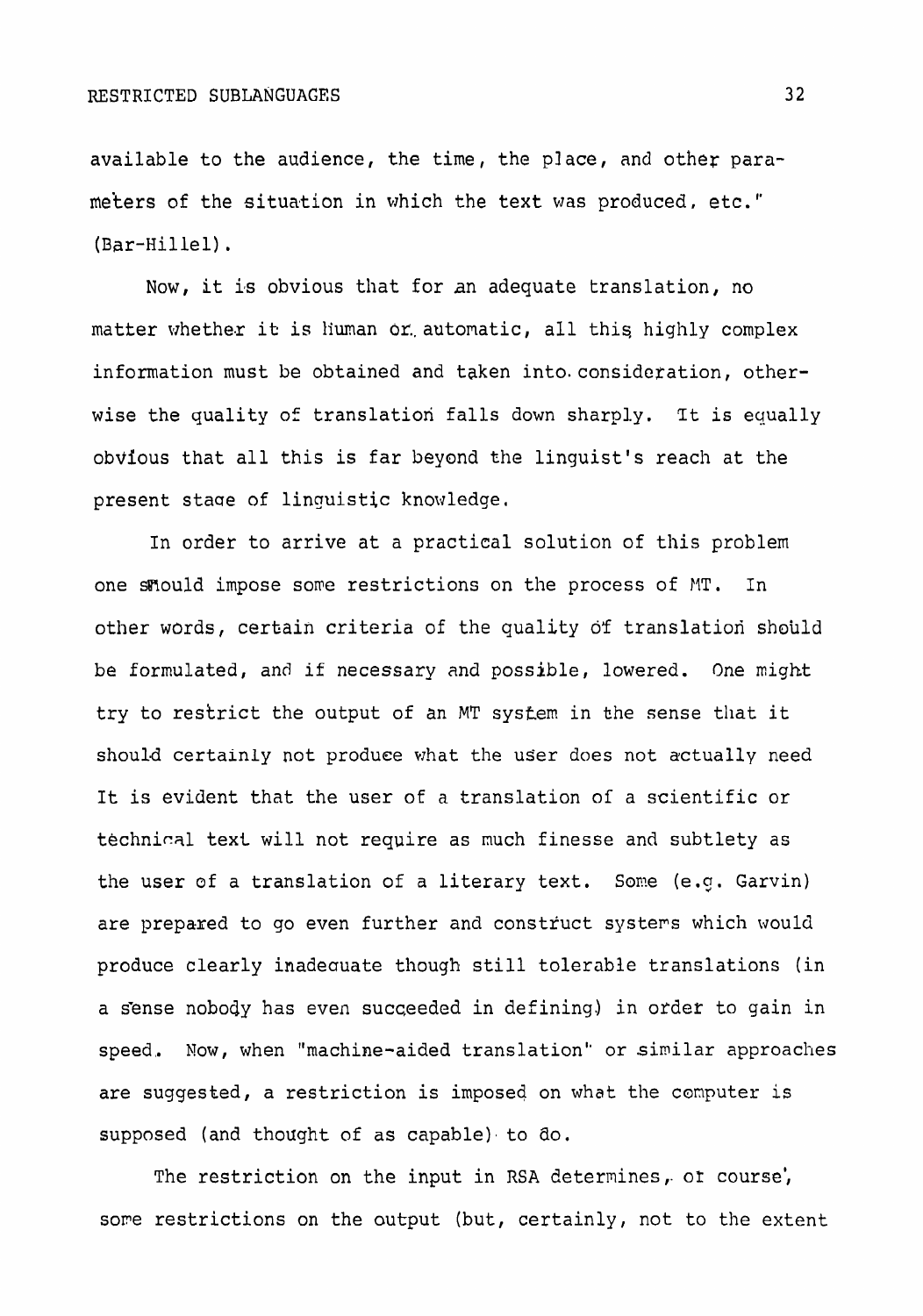available to the audience, the time, the place, and other parameters of the situation in which the text was produced, etc." (Bar-Hillel).

Now, it is obvious that for an adequate translation, no matter whether it is human or automatic, all this highly complex information must be obtained and taken into consideration, otherwise the quality of translation falls down sharply. It is equally obvious that all this is far beyond the linguist's reach at the present stage of linguistic knowledge.

In order to arrive at a practical solution of this problem one should impose some restrictions on the process of MT. In other words, certain criteria of the quality of translation should be formulated, and if necessary and possible, lowered. One might try to restrict the output of an MT system in the sense that it should certainly not produce what the user does not actually need It is evident that the user of a translation of a scientific or technical text will not require as much finesse and subtlety as the user of a translation of a literary text. Some (e.g. Garvin) are prepared to go even further and construct systems which would produce clearly inadequate though still tolerable translations (in a sense nobody has even succeeded in defining) in order to gain in speed. Now, when "machine-aided translation" or similar approaches are suggested, a restriction is imposed on what the computer is supposed (and thought of as capable) to do.

The restriction on the input in RSA determines, of course, some restrictions on the output (but, certainly, not to the extent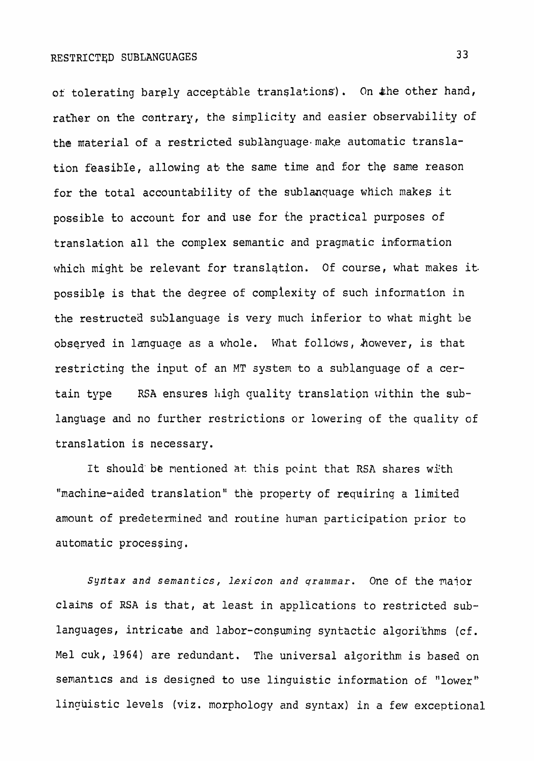of tolerating barely acceptable translations). On the other hand, rather on the contrary, the simplicity and easier observability of the material of a restricted sublanguage make automatic translation feasible, allowing at the same time and for the same reason for the total accountability of the sublanguage which makes it possible to account for and use for the practical purposes of translation all the complex semantic and pragmatic information which might be relevant for translation. Of course, what makes it possible is that the degree of complexity of such information in the restructed sublanguage is very much inferior to what might be observed in language as a whole. What follows, however, is that restricting the input of an MT system to a sublanguage of a certain type RSA ensures high quality translation within the sublanguage and no further restrictions or lowering of the quality of translation is necessary.

It should be mentioned at this point that RSA shares with "machine-aided translation" the property of requiring a limited amount of predetermined and routine human participation prior to automatic processing.

*Syntax and semantics, lexicon and grammar.* One of the major claims of RSA is that, at least in applications to restricted sublanguages, intricate and labor-consuming syntactic algorithms (cf. Mel cuk, 1964) are redundant. The universal algorithm is based on semantics and is designed to use linguistic information of "lower" linguistic levels (viz. morphology and syntax) in a few exceptional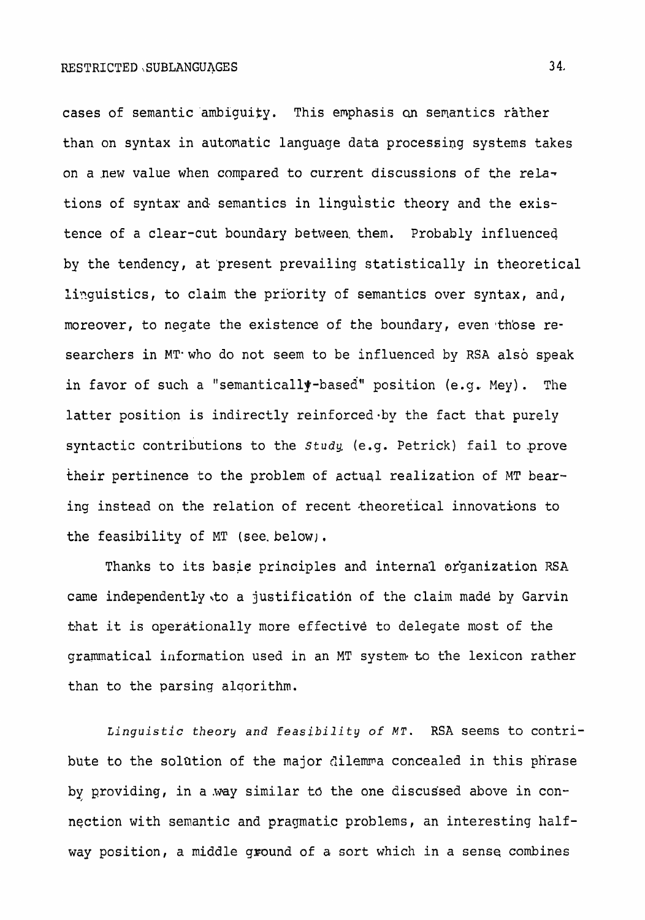cases of semantic ambiguity. This emphasis on semantics rather than on syntax in automatic language data processing systems takes on a new value when compared to current discussions of the relations of syntax and semantics in linguistic theory and the existence of a clear-cut boundary between them. Probably influenced by the tendency, at present prevailing statistically in theoretical linguistics, to claim the priority of semantics over syntax, and, moreover, to negate the existence of the boundary, even those researchers in MT who do not seem to be influenced by RSA also speak in favor of such a "semantically-based" position (e.g. Mey). The latter position is indirectly reinforced by the fact that purely syntactic contributions to the *Study* (e.g. Petrick) fail to prove their pertinence to the problem of actual realization of MT bearing instead on the relation of recent theoretical innovations to the feasibility of MT (see below).

Thanks to its basic principles and internal organization RSA came independently to a justification of the claim made by Garvin that it is operationally more effective to delegate most of the grammatical information used in an MT system to the lexicon rather than to the parsing algorithm.

*Linguistic theory and feasibility of MT*. RSA seems to contribute to the solution of the major dilemma concealed in this phrase by providing, in a way similar to the one discussed above in connection with semantic and pragmatic problems, an interesting halfway position, a middle ground of a sort which in a sense combines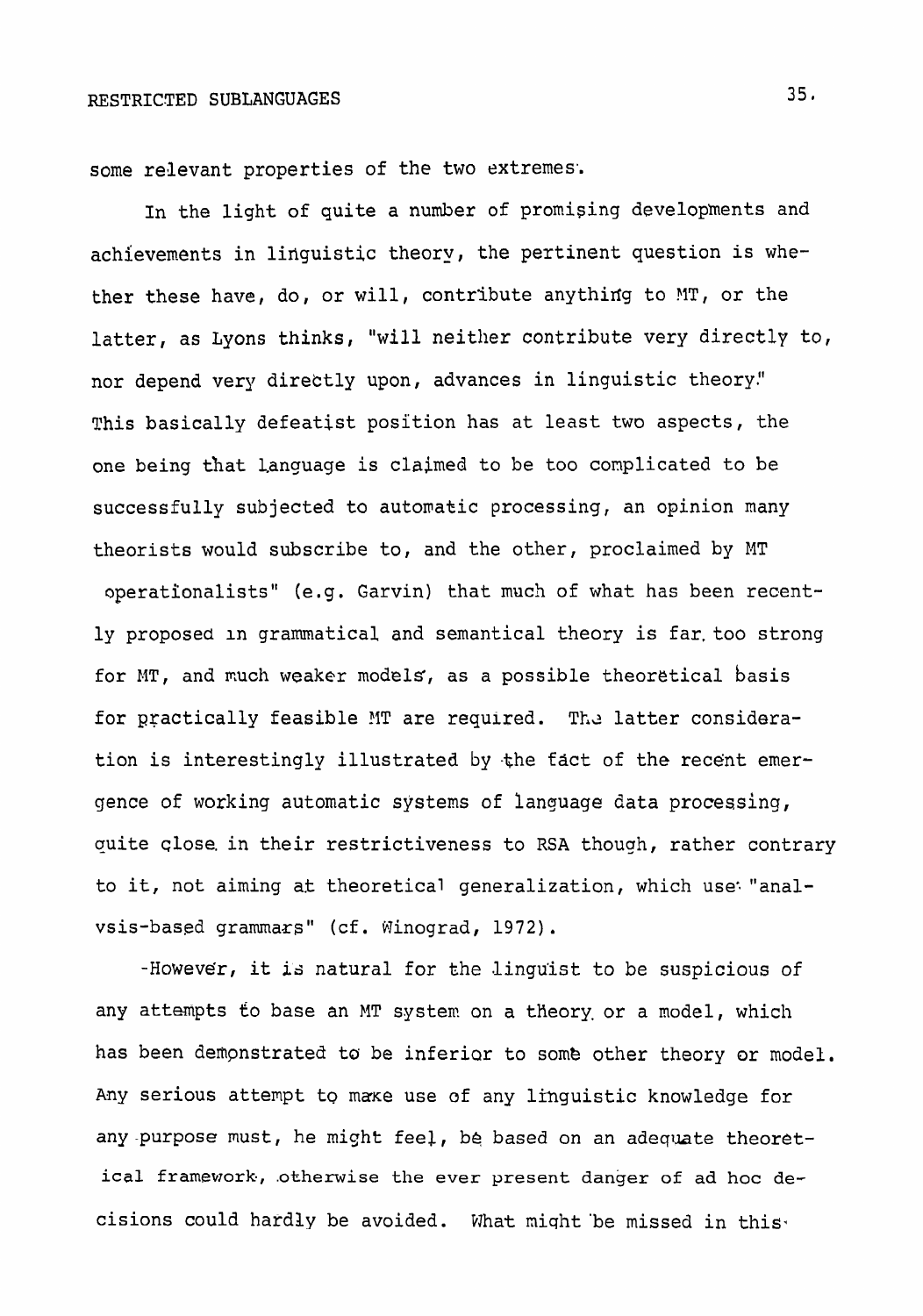some relevant properties of the two extremes.

In the light of quite a number of promising developments and achievements in linguistic theory, the pertinent question is whether these have, do, or will, contribute anything to MT, or the latter, as Lyons thinks, "will neither contribute very directly to, nor depend very directly upon, advances in linguistic theory." This basically defeatist position has at least two aspects, the one being that language is claimed to be too complicated to be successfully subjected to automatic processing, an opinion many theorists would subscribe to, and the other, proclaimed by MT operationalists" (e.g. Garvin) that much of what has been recently proposed in grammatical and semantical theory is far too strong for MT, and much weaker models, as a possible theoretical basis for practically feasible MT are required. The latter consideration is interestingly illustrated by the fact of the recent emergence of working automatic systems of language data processing, quite close in their restrictiveness to RSA though, rather contrary to it, not aiming at theoretical generalization, which use "analysis-based grammars" (cf. Winograd, 1972).

However, it is natural for the linguist to be suspicious of any attempts to base an MT system on a theory or a model, which has been demonstrated to be inferior to some other theory or model. Any serious attempt to make use of any linguistic knowledge for any purpose must, he might feel, be based on an adequate theoretical framework, otherwise the ever present danger of ad hoc decisions could hardly be avoided. What might be missed in this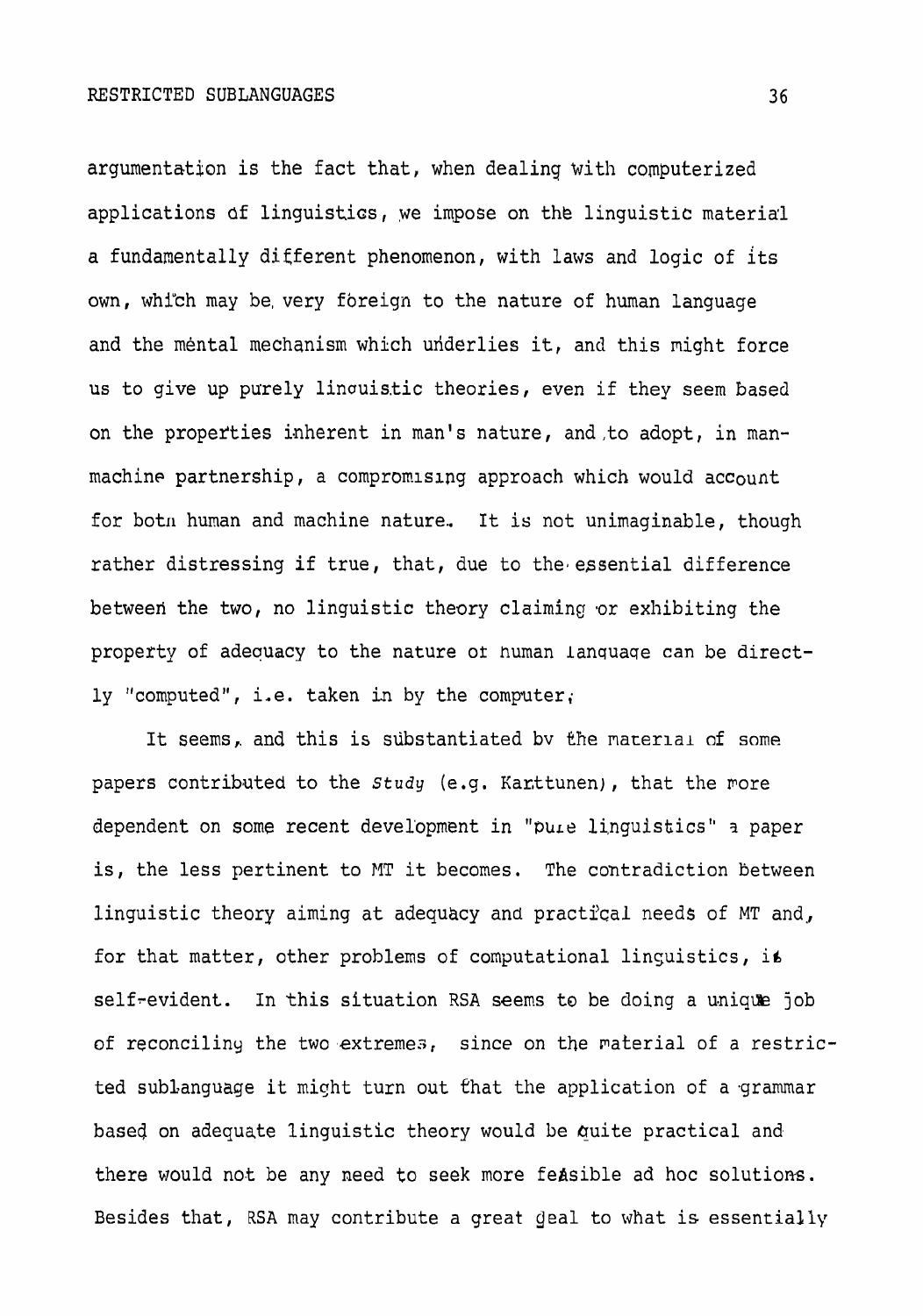argumentation is the fact that, when dealing with computerized applications of linguistics, we impose on the linguistic material a fundamentally different phenomenon, with laws and logic of its own, which may be very foreign to the nature of human language and the mental mechanism which underlies it, and this might force us to give up purely linguistic theories, even if they seem based on the properties inherent in man's nature, and to adopt, in man-machine partnership, a compromising approach which would account for both human and machine nature. It is not unimaginable, though rather distressing if true, that, due to the essential difference between the two, no linguistic theory claiming or exhibiting the property of adequacy to the nature of human language can be directly "computed", i.e. taken in by the computer.

It seems, and this is substantiated by the material of some papers contributed to the *Study* (e.g. Karttunen), that the more dependent on some recent development in "pure linguistics" a paper is, the less pertinent to MT it becomes. The contradiction between linguistic theory aiming at adequacy and practical needs of MT and, for that matter, other problems of computational linguistics, is self-evident. In this situation RSA seems to be doing a unique job of reconciling the two extremes, since on the material of a restricted sublanguage it might turn out that the application of a grammar based on adequate linguistic theory would be quite practical and there would not be any need to seek more feasible ad hoc solutions. Besides that, RSA may contribute a great deal to what is essentially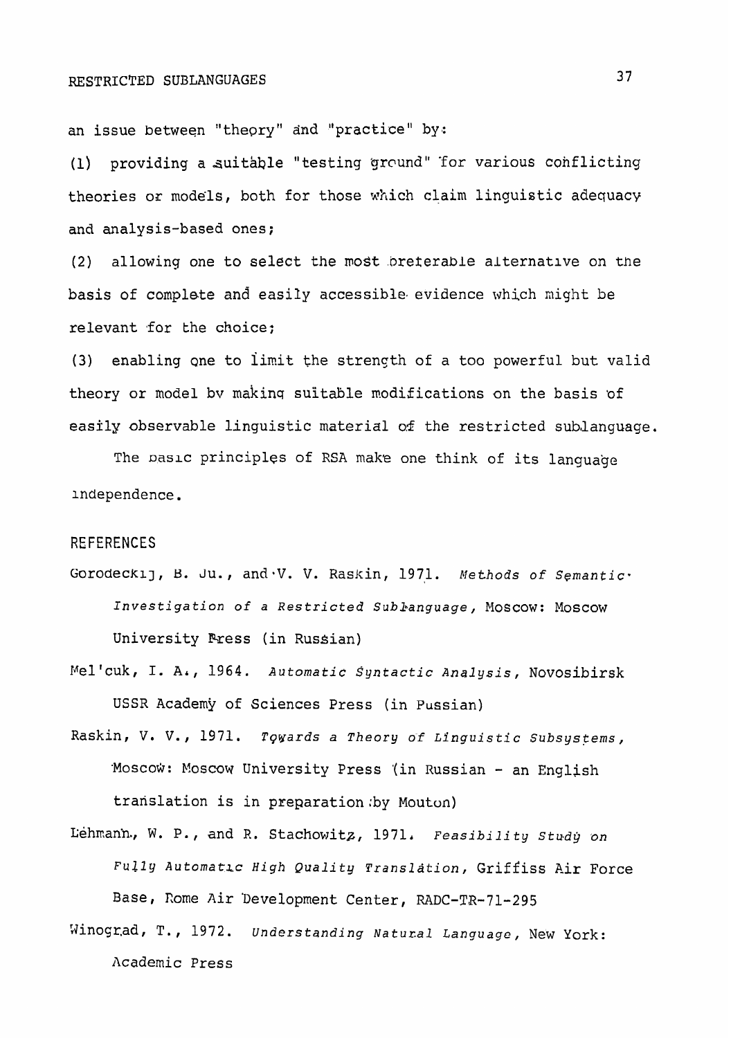an issue between "theory" and "practice" by:

(1) providing a suitable "testing ground" for various conflicting theories or models, both for those which claim linguistic adequacy and analysis-based ones;

(2) allowing one to select the most preferable alternative on the basis of complete and easily accessible evidence which might be relevant for the choice;

(3) enabling one to limit the strength of a too powerful but valid theory or model by making suitable modifications on the basis of easily observable linguistic material of the restricted sublanguage.

The basic principles of RSA make one think of its language independence.

## REFERENCES

Gorodeckij, B. Ju., and V. V. Raskin, 1971. *Methods of Semantic Investigation of a Restricted Sublanguage*, Moscow: Moscow University Press (in Russian)

Mel'cuk, I. A., 1964. *Automatic Syntactic Analysis*, Novosibirsk USSR Academy of Sciences Press (in Russian)

Raskin, V. V., 1971. *Towards a Theory of Linguistic Subsystems*, Moscow: Moscow University Press (in Russian - an English translation is in preparation by Mouton)

Lehmann, W. P., and R. Stachowitz, 1971. *Feasibility Study on Fully Automatic High Quality Translation*, Griffiss Air Force Base, Rome Air Development Center, RADC-TR-71-295

Winograd, T., 1972. *Understanding Natural Language*, New York: Academic Press